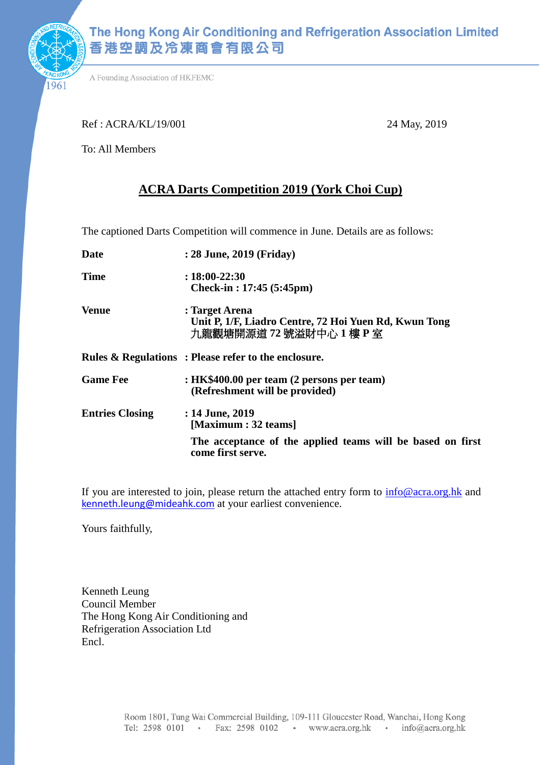The Hong Kong Air Conditioning and Refrigeration Association Limited
香港空調及冷凍商會有限公司

A Founding Association of HKFEMC

1961

Ref : ACRA/KL/19/001

24 May, 2019

To: All Members

## ACRA Darts Competition 2019 (York Choi Cup)

The captioned Darts Competition will commence in June. Details are as follows:

| | |
|---|---|
| **Date** | **: 28 June, 2019 (Friday)** |
| **Time** | **: 18:00-22:30**<br>**Check-in : 17:45 (5:45pm)** |
| **Venue** | **: Target Arena**<br>**Unit P, 1/F, Liadro Centre, 72 Hoi Yuen Rd, Kwun Tong**<br>**九龍觀塘開源道 72 號溢財中心 1 樓 P 室** |
| **Rules & Regulations** | **: Please refer to the enclosure.** |
| **Game Fee** | **: HK$400.00 per team (2 persons per team)**<br>**(Refreshment will be provided)** |
| **Entries Closing** | **: 14 June, 2019**<br>**[Maximum : 32 teams]**<br>**The acceptance of the applied teams will be based on first come first serve.** |

If you are interested to join, please return the attached entry form to info@acra.org.hk and kenneth.leung@mideahk.com at your earliest convenience.

Yours faithfully,

Kenneth Leung
Council Member
The Hong Kong Air Conditioning and
Refrigeration Association Ltd
Encl.

Room 1801, Tung Wai Commercial Building, 109-111 Gloucester Road, Wanchai, Hong Kong
Tel: 2598 0101 • Fax: 2598 0102 • www.acra.org.hk • info@acra.org.hk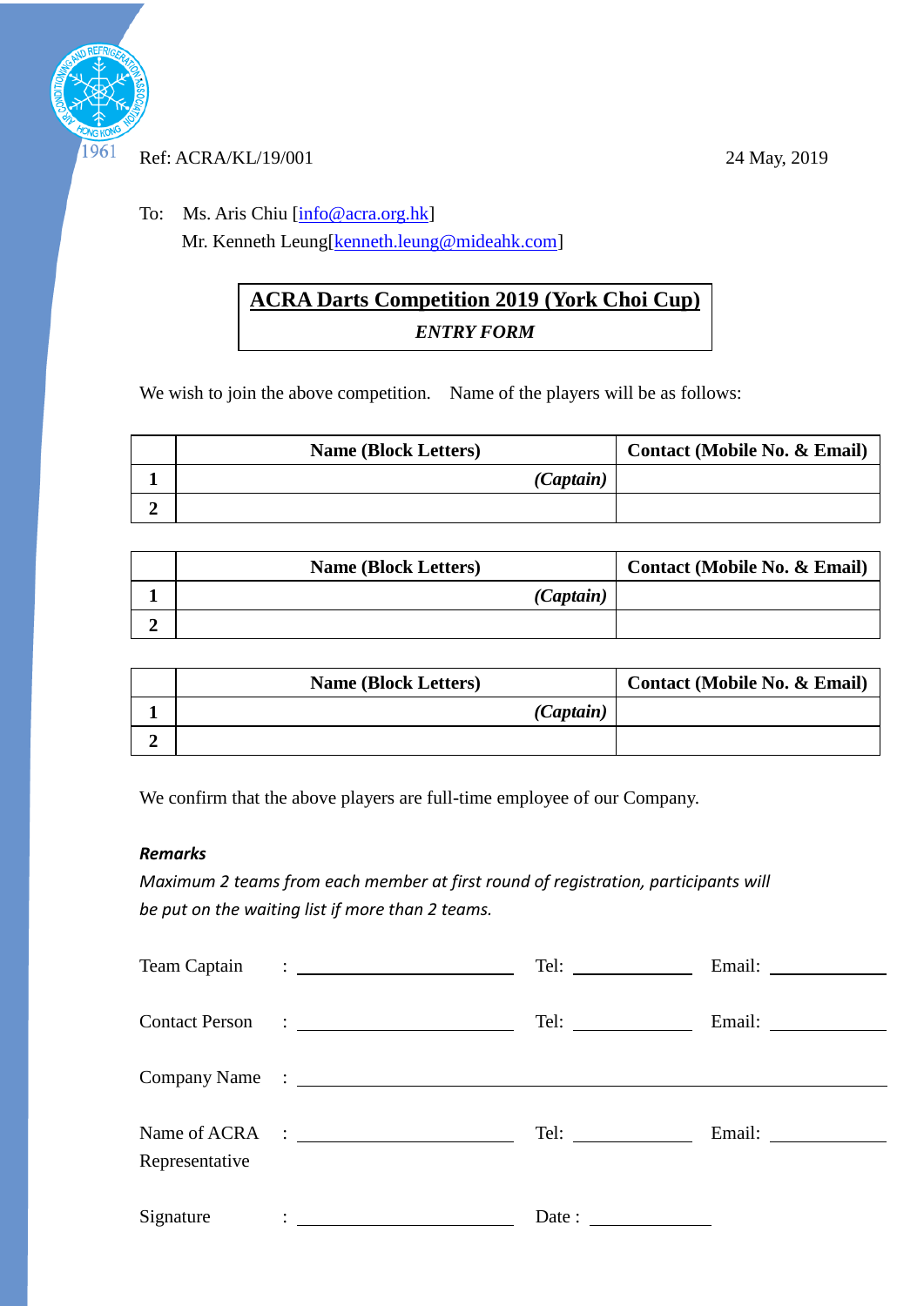1961

Ref: ACRA/KL/19/001

24 May, 2019

To: Ms. Aris Chiu [info@acra.org.hk]
Mr. Kenneth Leung[kenneth.leung@mideahk.com]

## ACRA Darts Competition 2019 (York Choi Cup)

***ENTRY FORM***

We wish to join the above competition. Name of the players will be as follows:

| | Name (Block Letters) | Contact (Mobile No. & Email) |
|---|---|---|
| **1** | ***(Captain)*** | |
| **2** | | |

| | Name (Block Letters) | Contact (Mobile No. & Email) |
|---|---|---|
| **1** | ***(Captain)*** | |
| **2** | | |

| | Name (Block Letters) | Contact (Mobile No. & Email) |
|---|---|---|
| **1** | ***(Captain)*** | |
| **2** | | |

We confirm that the above players are full-time employee of our Company.

***Remarks***

*Maximum 2 teams from each member at first round of registration, participants will be put on the waiting list if more than 2 teams.*

Team Captain : ______________________ Tel: ____________ Email: ____________

Contact Person : ______________________ Tel: ____________ Email: ____________

Company Name : ____________________________________________________________

Name of ACRA Representative : ______________________ Tel: ____________ Email: ____________

Signature : ______________________ Date : ____________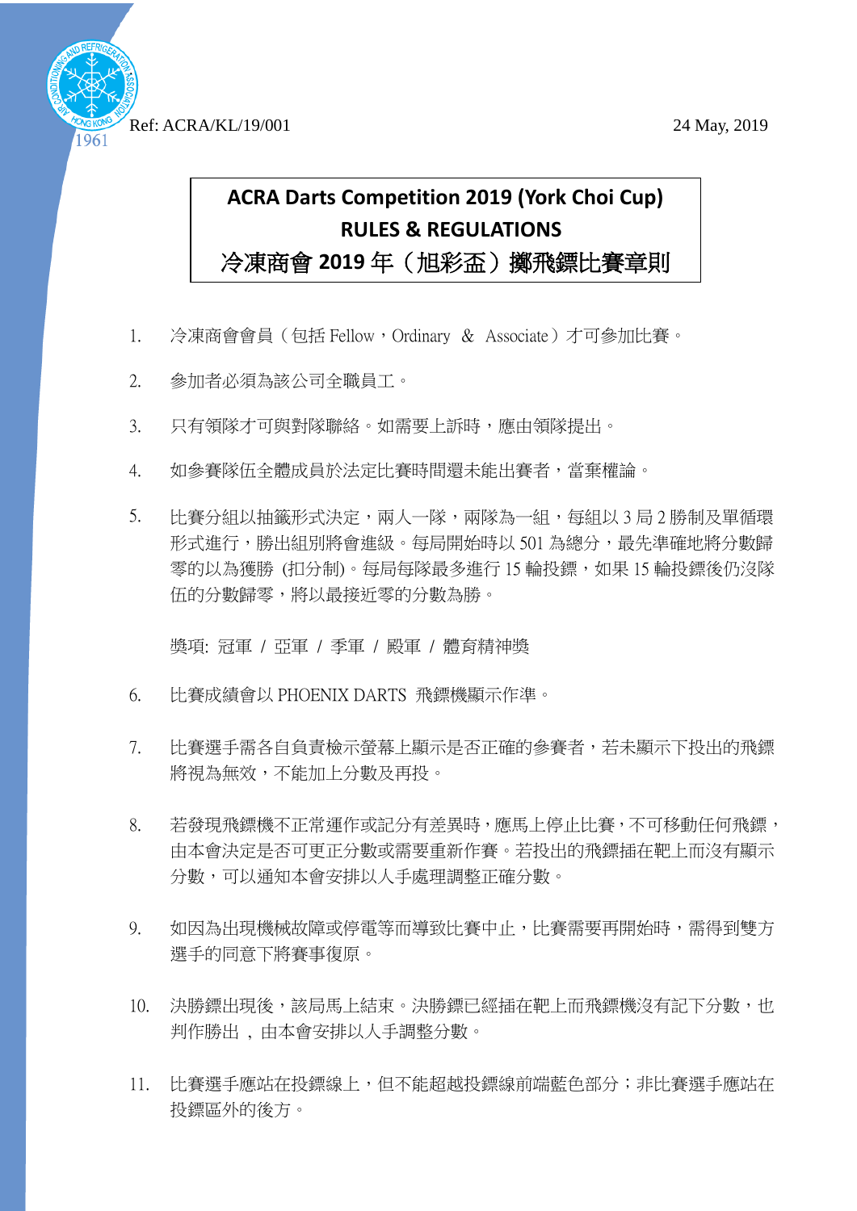Ref: ACRA/KL/19/001 24 May, 2019

# ACRA Darts Competition 2019 (York Choi Cup)
# RULES & REGULATIONS
# 冷凍商會 2019 年（旭彩盃）擲飛鏢比賽章則

1. 冷凍商會會員（包括 Fellow，Ordinary ＆ Associate）才可參加比賽。

2. 參加者必須為該公司全職員工。

3. 只有領隊才可與對隊聯絡。如需要上訴時，應由領隊提出。

4. 如參賽隊伍全體成員於法定比賽時間還未能出賽者，當棄權論。

5. 比賽分組以抽籤形式決定，兩人一隊，兩隊為一組，每組以 3 局 2 勝制及單循環形式進行，勝出組別將會進級。每局開始時以 501 為總分，最先準確地將分數歸零的以為獲勝 (扣分制)。每局每隊最多進行 15 輪投鏢，如果 15 輪投鏢後仍沒隊伍的分數歸零，將以最接近零的分數為勝。

   獎項: 冠軍 / 亞軍 / 季軍 / 殿軍 / 體育精神獎

6. 比賽成績會以 PHOENIX DARTS 飛鏢機顯示作準。

7. 比賽選手需各自負責檢示螢幕上顯示是否正確的參賽者，若未顯示下投出的飛鏢將視為無效，不能加上分數及再投。

8. 若發現飛鏢機不正常運作或記分有差異時，應馬上停止比賽，不可移動任何飛鏢，由本會決定是否可更正分數或需要重新作賽。若投出的飛鏢插在靶上而沒有顯示分數，可以通知本會安排以人手處理調整正確分數。

9. 如因為出現機械故障或停電等而導致比賽中止，比賽需要再開始時，需得到雙方選手的同意下將賽事復原。

10. 決勝鏢出現後，該局馬上結束。決勝鏢已經插在靶上而飛鏢機沒有記下分數，也判作勝出 ，由本會安排以人手調整分數。

11. 比賽選手應站在投鏢線上，但不能超越投鏢線前端藍色部分；非比賽選手應站在投鏢區外的後方。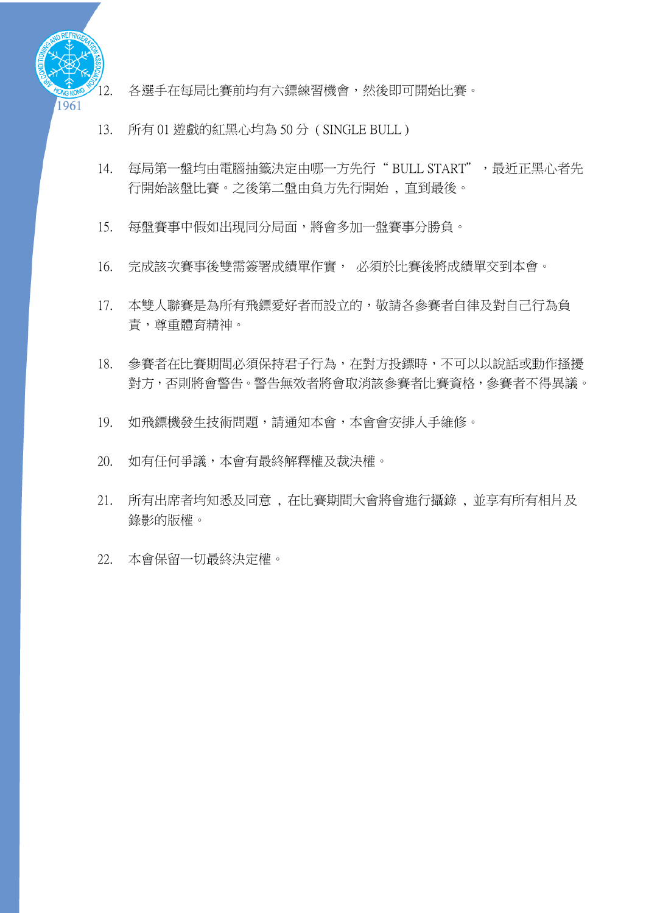12. 各選手在每局比賽前均有六鏢練習機會，然後即可開始比賽。

13. 所有 01 遊戲的紅黑心均為 50 分 ( SINGLE BULL )

14. 每局第一盤均由電腦抽籤決定由哪一方先行 " BULL START" ，最近正黑心者先行開始該盤比賽。之後第二盤由負方先行開始 ，直到最後。

15. 每盤賽事中假如出現同分局面，將會多加一盤賽事分勝負。

16. 完成該次賽事後雙需簽署成績單作實， 必須於比賽後將成績單交到本會。

17. 本雙人聯賽是為所有飛鏢愛好者而設立的，敬請各參賽者自律及對自己行為負責，尊重體育精神。

18. 參賽者在比賽期間必須保持君子行為，在對方投鏢時，不可以以說話或動作搔擾對方，否則將會警告。警告無效者將會取消該參賽者比賽資格，參賽者不得異議。

19. 如飛鏢機發生技術問題，請通知本會，本會會安排人手維修。

20. 如有任何爭議，本會有最終解釋權及裁決權。

21. 所有出席者均知悉及同意 ，在比賽期間大會將會進行攝錄 ，並享有所有相片及錄影的版權。

22. 本會保留一切最終決定權。